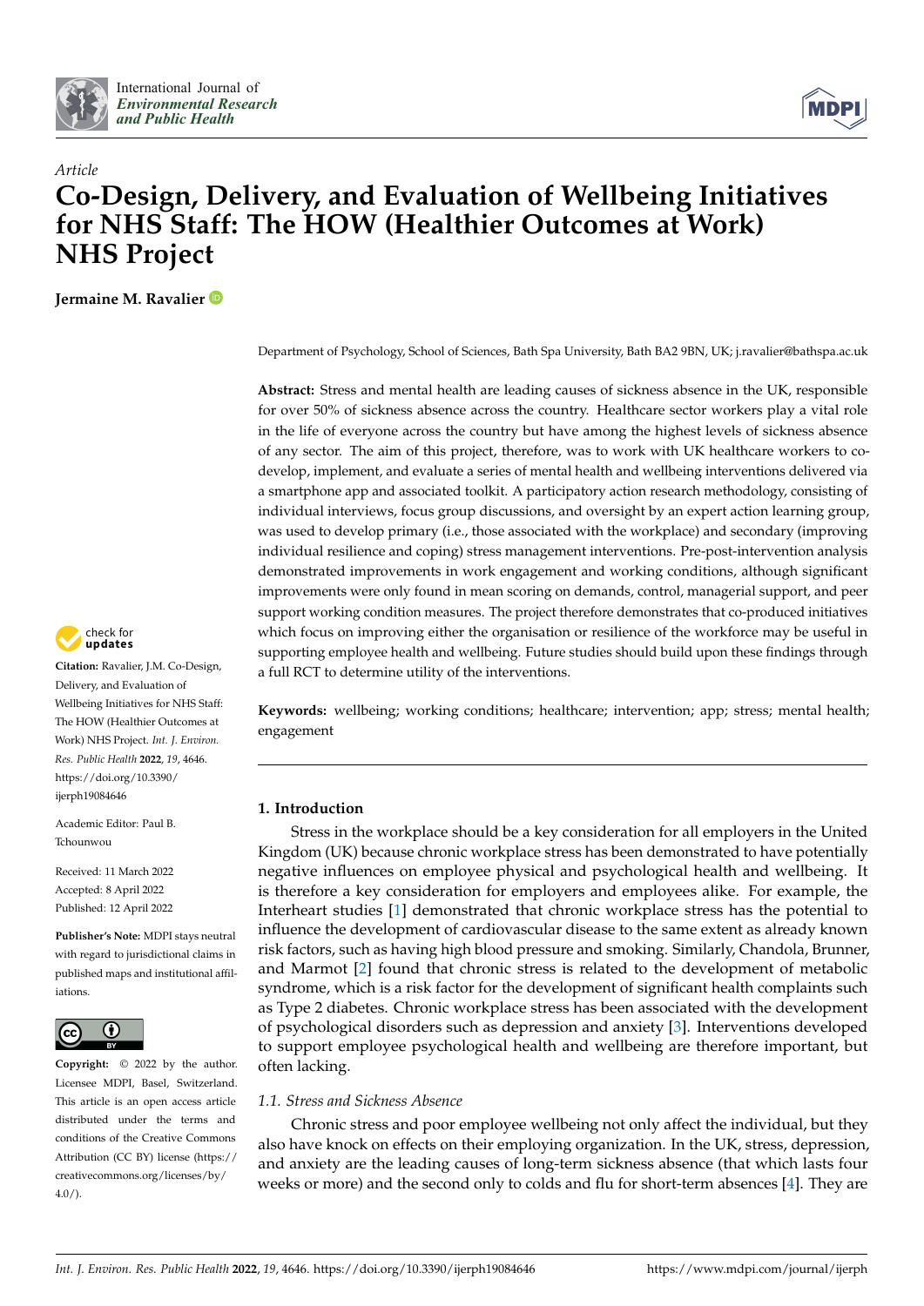*Article*

# Co-Design, Delivery, and Evaluation of Wellbeing Initiatives for NHS Staff: The HOW (Healthier Outcomes at Work) NHS Project

**Jermaine M. Ravalier**

Department of Psychology, School of Sciences, Bath Spa University, Bath BA2 9BN, UK; j.ravalier@bathspa.ac.uk

**Abstract:** Stress and mental health are leading causes of sickness absence in the UK, responsible for over 50% of sickness absence across the country. Healthcare sector workers play a vital role in the life of everyone across the country but have among the highest levels of sickness absence of any sector. The aim of this project, therefore, was to work with UK healthcare workers to co-develop, implement, and evaluate a series of mental health and wellbeing interventions delivered via a smartphone app and associated toolkit. A participatory action research methodology, consisting of individual interviews, focus group discussions, and oversight by an expert action learning group, was used to develop primary (i.e., those associated with the workplace) and secondary (improving individual resilience and coping) stress management interventions. Pre-post-intervention analysis demonstrated improvements in work engagement and working conditions, although significant improvements were only found in mean scoring on demands, control, managerial support, and peer support working condition measures. The project therefore demonstrates that co-produced initiatives which focus on improving either the organisation or resilience of the workforce may be useful in supporting employee health and wellbeing. Future studies should build upon these findings through a full RCT to determine utility of the interventions.

**Keywords:** wellbeing; working conditions; healthcare; intervention; app; stress; mental health; engagement

**Citation:** Ravalier, J.M. Co-Design, Delivery, and Evaluation of Wellbeing Initiatives for NHS Staff: The HOW (Healthier Outcomes at Work) NHS Project. *Int. J. Environ. Res. Public Health* **2022**, *19*, 4646. https://doi.org/10.3390/ijerph19084646

Academic Editor: Paul B. Tchounwou

Received: 11 March 2022
Accepted: 8 April 2022
Published: 12 April 2022

**Publisher's Note:** MDPI stays neutral with regard to jurisdictional claims in published maps and institutional affiliations.

**Copyright:** © 2022 by the author. Licensee MDPI, Basel, Switzerland. This article is an open access article distributed under the terms and conditions of the Creative Commons Attribution (CC BY) license (https://creativecommons.org/licenses/by/4.0/).

## 1. Introduction

Stress in the workplace should be a key consideration for all employers in the United Kingdom (UK) because chronic workplace stress has been demonstrated to have potentially negative influences on employee physical and psychological health and wellbeing. It is therefore a key consideration for employers and employees alike. For example, the Interheart studies [1] demonstrated that chronic workplace stress has the potential to influence the development of cardiovascular disease to the same extent as already known risk factors, such as having high blood pressure and smoking. Similarly, Chandola, Brunner, and Marmot [2] found that chronic stress is related to the development of metabolic syndrome, which is a risk factor for the development of significant health complaints such as Type 2 diabetes. Chronic workplace stress has been associated with the development of psychological disorders such as depression and anxiety [3]. Interventions developed to support employee psychological health and wellbeing are therefore important, but often lacking.

### 1.1. Stress and Sickness Absence

Chronic stress and poor employee wellbeing not only affect the individual, but they also have knock on effects on their employing organization. In the UK, stress, depression, and anxiety are the leading causes of long-term sickness absence (that which lasts four weeks or more) and the second only to colds and flu for short-term absences [4]. They are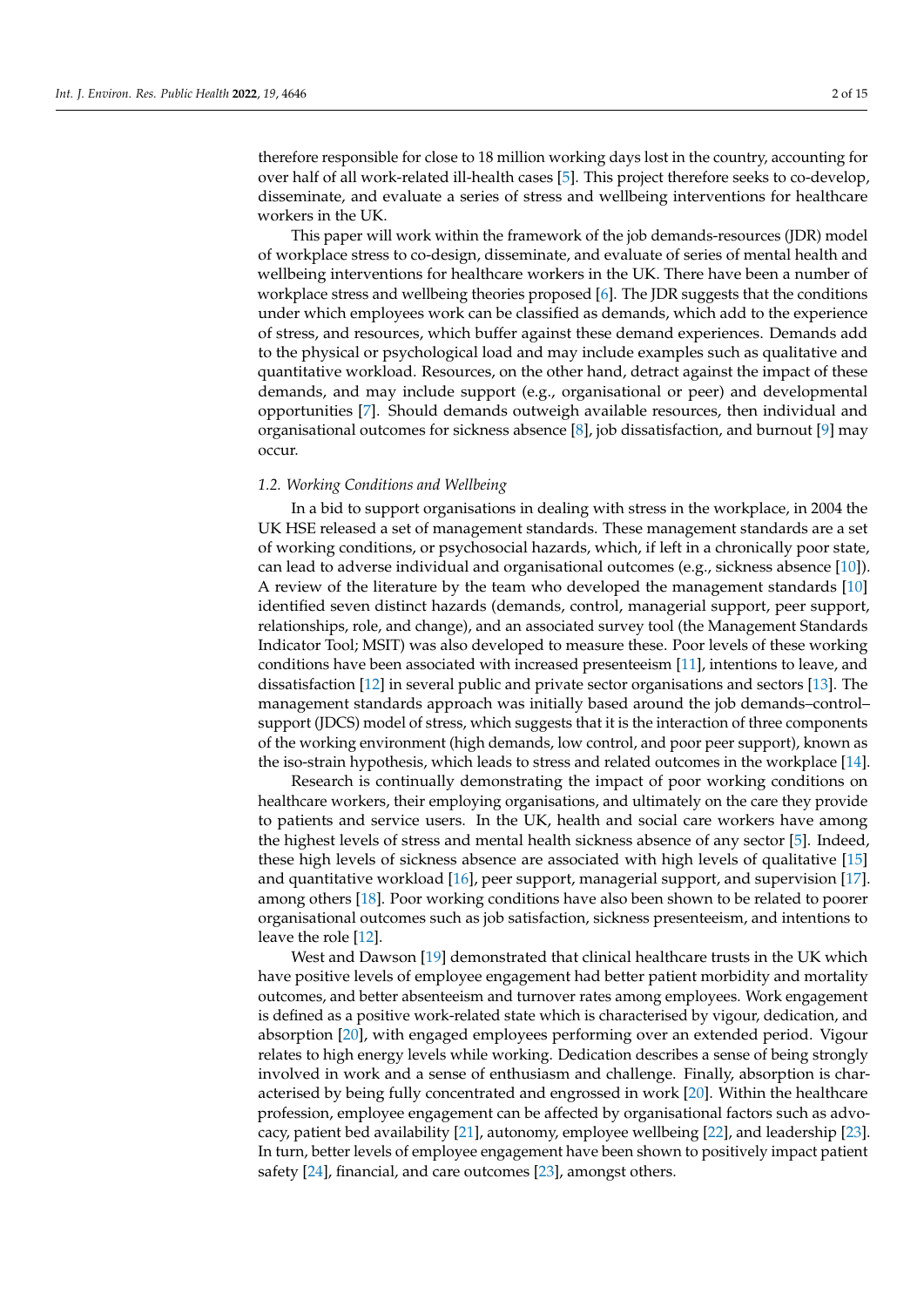therefore responsible for close to 18 million working days lost in the country, accounting for over half of all work-related ill-health cases [5]. This project therefore seeks to co-develop, disseminate, and evaluate a series of stress and wellbeing interventions for healthcare workers in the UK.

This paper will work within the framework of the job demands-resources (JDR) model of workplace stress to co-design, disseminate, and evaluate of series of mental health and wellbeing interventions for healthcare workers in the UK. There have been a number of workplace stress and wellbeing theories proposed [6]. The JDR suggests that the conditions under which employees work can be classified as demands, which add to the experience of stress, and resources, which buffer against these demand experiences. Demands add to the physical or psychological load and may include examples such as qualitative and quantitative workload. Resources, on the other hand, detract against the impact of these demands, and may include support (e.g., organisational or peer) and developmental opportunities [7]. Should demands outweigh available resources, then individual and organisational outcomes for sickness absence [8], job dissatisfaction, and burnout [9] may occur.

### 1.2. Working Conditions and Wellbeing

In a bid to support organisations in dealing with stress in the workplace, in 2004 the UK HSE released a set of management standards. These management standards are a set of working conditions, or psychosocial hazards, which, if left in a chronically poor state, can lead to adverse individual and organisational outcomes (e.g., sickness absence [10]). A review of the literature by the team who developed the management standards [10] identified seven distinct hazards (demands, control, managerial support, peer support, relationships, role, and change), and an associated survey tool (the Management Standards Indicator Tool; MSIT) was also developed to measure these. Poor levels of these working conditions have been associated with increased presenteeism [11], intentions to leave, and dissatisfaction [12] in several public and private sector organisations and sectors [13]. The management standards approach was initially based around the job demands–control–support (JDCS) model of stress, which suggests that it is the interaction of three components of the working environment (high demands, low control, and poor peer support), known as the iso-strain hypothesis, which leads to stress and related outcomes in the workplace [14].

Research is continually demonstrating the impact of poor working conditions on healthcare workers, their employing organisations, and ultimately on the care they provide to patients and service users. In the UK, health and social care workers have among the highest levels of stress and mental health sickness absence of any sector [5]. Indeed, these high levels of sickness absence are associated with high levels of qualitative [15] and quantitative workload [16], peer support, managerial support, and supervision [17]. among others [18]. Poor working conditions have also been shown to be related to poorer organisational outcomes such as job satisfaction, sickness presenteeism, and intentions to leave the role [12].

West and Dawson [19] demonstrated that clinical healthcare trusts in the UK which have positive levels of employee engagement had better patient morbidity and mortality outcomes, and better absenteeism and turnover rates among employees. Work engagement is defined as a positive work-related state which is characterised by vigour, dedication, and absorption [20], with engaged employees performing over an extended period. Vigour relates to high energy levels while working. Dedication describes a sense of being strongly involved in work and a sense of enthusiasm and challenge. Finally, absorption is characterised by being fully concentrated and engrossed in work [20]. Within the healthcare profession, employee engagement can be affected by organisational factors such as advocacy, patient bed availability [21], autonomy, employee wellbeing [22], and leadership [23]. In turn, better levels of employee engagement have been shown to positively impact patient safety [24], financial, and care outcomes [23], amongst others.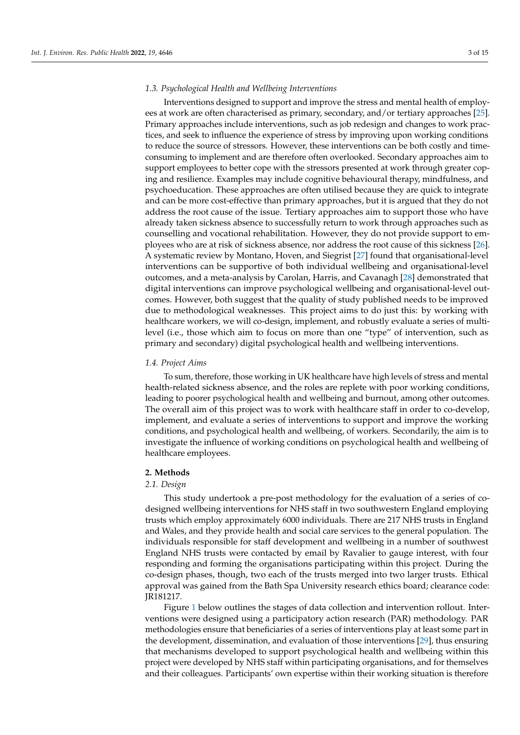### 1.3. Psychological Health and Wellbeing Interventions

Interventions designed to support and improve the stress and mental health of employees at work are often characterised as primary, secondary, and/or tertiary approaches [25]. Primary approaches include interventions, such as job redesign and changes to work practices, and seek to influence the experience of stress by improving upon working conditions to reduce the source of stressors. However, these interventions can be both costly and time-consuming to implement and are therefore often overlooked. Secondary approaches aim to support employees to better cope with the stressors presented at work through greater coping and resilience. Examples may include cognitive behavioural therapy, mindfulness, and psychoeducation. These approaches are often utilised because they are quick to integrate and can be more cost-effective than primary approaches, but it is argued that they do not address the root cause of the issue. Tertiary approaches aim to support those who have already taken sickness absence to successfully return to work through approaches such as counselling and vocational rehabilitation. However, they do not provide support to employees who are at risk of sickness absence, nor address the root cause of this sickness [26]. A systematic review by Montano, Hoven, and Siegrist [27] found that organisational-level interventions can be supportive of both individual wellbeing and organisational-level outcomes, and a meta-analysis by Carolan, Harris, and Cavanagh [28] demonstrated that digital interventions can improve psychological wellbeing and organisational-level outcomes. However, both suggest that the quality of study published needs to be improved due to methodological weaknesses. This project aims to do just this: by working with healthcare workers, we will co-design, implement, and robustly evaluate a series of multi-level (i.e., those which aim to focus on more than one "type" of intervention, such as primary and secondary) digital psychological health and wellbeing interventions.

### 1.4. Project Aims

To sum, therefore, those working in UK healthcare have high levels of stress and mental health-related sickness absence, and the roles are replete with poor working conditions, leading to poorer psychological health and wellbeing and burnout, among other outcomes. The overall aim of this project was to work with healthcare staff in order to co-develop, implement, and evaluate a series of interventions to support and improve the working conditions, and psychological health and wellbeing, of workers. Secondarily, the aim is to investigate the influence of working conditions on psychological health and wellbeing of healthcare employees.

## 2. Methods

### 2.1. Design

This study undertook a pre-post methodology for the evaluation of a series of co-designed wellbeing interventions for NHS staff in two southwestern England employing trusts which employ approximately 6000 individuals. There are 217 NHS trusts in England and Wales, and they provide health and social care services to the general population. The individuals responsible for staff development and wellbeing in a number of southwest England NHS trusts were contacted by email by Ravalier to gauge interest, with four responding and forming the organisations participating within this project. During the co-design phases, though, two each of the trusts merged into two larger trusts. Ethical approval was gained from the Bath Spa University research ethics board; clearance code: JR181217.

Figure 1 below outlines the stages of data collection and intervention rollout. Interventions were designed using a participatory action research (PAR) methodology. PAR methodologies ensure that beneficiaries of a series of interventions play at least some part in the development, dissemination, and evaluation of those interventions [29], thus ensuring that mechanisms developed to support psychological health and wellbeing within this project were developed by NHS staff within participating organisations, and for themselves and their colleagues. Participants' own expertise within their working situation is therefore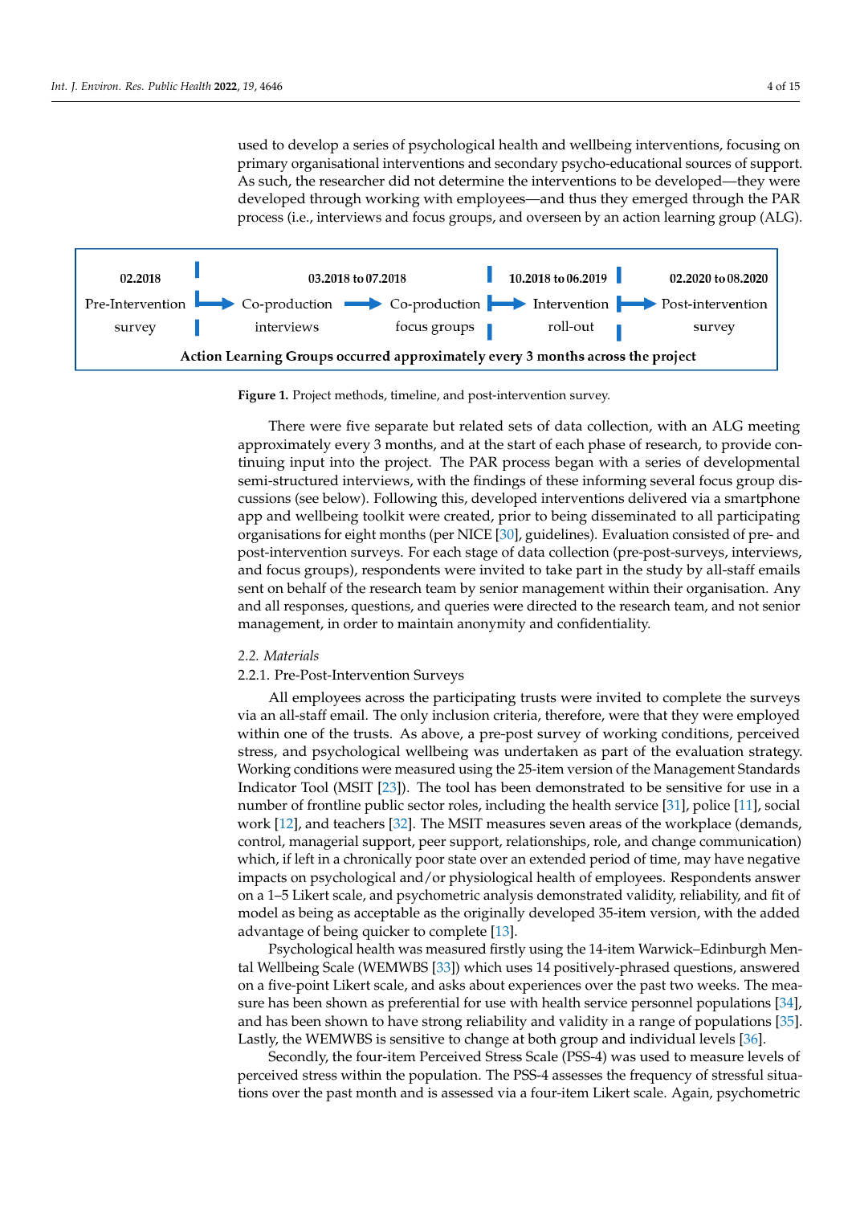used to develop a series of psychological health and wellbeing interventions, focusing on primary organisational interventions and secondary psycho-educational sources of support. As such, the researcher did not determine the interventions to be developed—they were developed through working with employees—and thus they emerged through the PAR process (i.e., interviews and focus groups, and overseen by an action learning group (ALG).

| 02.2018 | 03.2018 to 07.2018 | | 10.2018 to 06.2019 | 02.2020 to 08.2020 |
|---|---|---|---|---|
| Pre-Intervention survey → | Co-production interviews → | Co-production focus groups → | Intervention roll-out → | Post-intervention survey |

**Action Learning Groups occurred approximately every 3 months across the project**

**Figure 1.** Project methods, timeline, and post-intervention survey.

There were five separate but related sets of data collection, with an ALG meeting approximately every 3 months, and at the start of each phase of research, to provide continuing input into the project. The PAR process began with a series of developmental semi-structured interviews, with the findings of these informing several focus group discussions (see below). Following this, developed interventions delivered via a smartphone app and wellbeing toolkit were created, prior to being disseminated to all participating organisations for eight months (per NICE [30], guidelines). Evaluation consisted of pre- and post-intervention surveys. For each stage of data collection (pre-post-surveys, interviews, and focus groups), respondents were invited to take part in the study by all-staff emails sent on behalf of the research team by senior management within their organisation. Any and all responses, questions, and queries were directed to the research team, and not senior management, in order to maintain anonymity and confidentiality.

### 2.2. Materials

#### 2.2.1. Pre-Post-Intervention Surveys

All employees across the participating trusts were invited to complete the surveys via an all-staff email. The only inclusion criteria, therefore, were that they were employed within one of the trusts. As above, a pre-post survey of working conditions, perceived stress, and psychological wellbeing was undertaken as part of the evaluation strategy. Working conditions were measured using the 25-item version of the Management Standards Indicator Tool (MSIT [23]). The tool has been demonstrated to be sensitive for use in a number of frontline public sector roles, including the health service [31], police [11], social work [12], and teachers [32]. The MSIT measures seven areas of the workplace (demands, control, managerial support, peer support, relationships, role, and change communication) which, if left in a chronically poor state over an extended period of time, may have negative impacts on psychological and/or physiological health of employees. Respondents answer on a 1–5 Likert scale, and psychometric analysis demonstrated validity, reliability, and fit of model as being as acceptable as the originally developed 35-item version, with the added advantage of being quicker to complete [13].

Psychological health was measured firstly using the 14-item Warwick–Edinburgh Mental Wellbeing Scale (WEMWBS [33]) which uses 14 positively-phrased questions, answered on a five-point Likert scale, and asks about experiences over the past two weeks. The measure has been shown as preferential for use with health service personnel populations [34], and has been shown to have strong reliability and validity in a range of populations [35]. Lastly, the WEMWBS is sensitive to change at both group and individual levels [36].

Secondly, the four-item Perceived Stress Scale (PSS-4) was used to measure levels of perceived stress within the population. The PSS-4 assesses the frequency of stressful situations over the past month and is assessed via a four-item Likert scale. Again, psychometric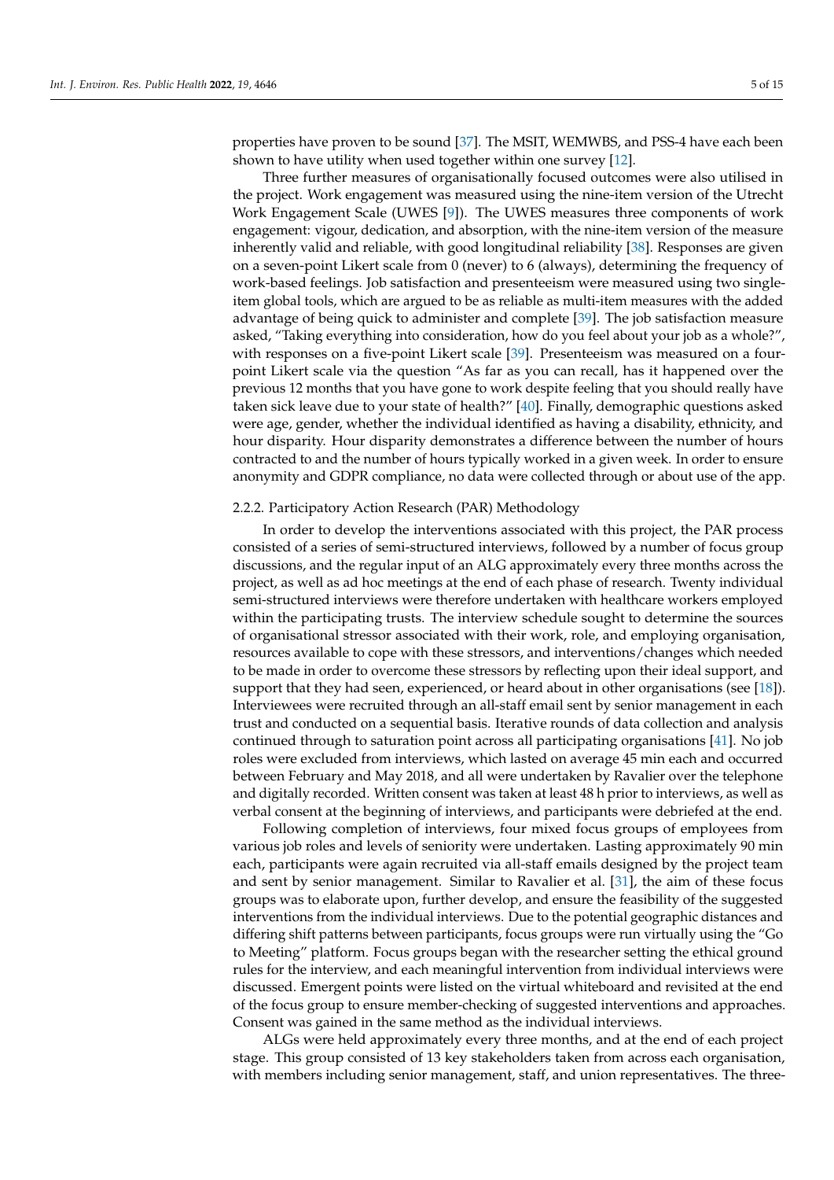properties have proven to be sound [37]. The MSIT, WEMWBS, and PSS-4 have each been shown to have utility when used together within one survey [12].

Three further measures of organisationally focused outcomes were also utilised in the project. Work engagement was measured using the nine-item version of the Utrecht Work Engagement Scale (UWES [9]). The UWES measures three components of work engagement: vigour, dedication, and absorption, with the nine-item version of the measure inherently valid and reliable, with good longitudinal reliability [38]. Responses are given on a seven-point Likert scale from 0 (never) to 6 (always), determining the frequency of work-based feelings. Job satisfaction and presenteeism were measured using two single-item global tools, which are argued to be as reliable as multi-item measures with the added advantage of being quick to administer and complete [39]. The job satisfaction measure asked, "Taking everything into consideration, how do you feel about your job as a whole?", with responses on a five-point Likert scale [39]. Presenteeism was measured on a four-point Likert scale via the question "As far as you can recall, has it happened over the previous 12 months that you have gone to work despite feeling that you should really have taken sick leave due to your state of health?" [40]. Finally, demographic questions asked were age, gender, whether the individual identified as having a disability, ethnicity, and hour disparity. Hour disparity demonstrates a difference between the number of hours contracted to and the number of hours typically worked in a given week. In order to ensure anonymity and GDPR compliance, no data were collected through or about use of the app.

#### 2.2.2. Participatory Action Research (PAR) Methodology

In order to develop the interventions associated with this project, the PAR process consisted of a series of semi-structured interviews, followed by a number of focus group discussions, and the regular input of an ALG approximately every three months across the project, as well as ad hoc meetings at the end of each phase of research. Twenty individual semi-structured interviews were therefore undertaken with healthcare workers employed within the participating trusts. The interview schedule sought to determine the sources of organisational stressor associated with their work, role, and employing organisation, resources available to cope with these stressors, and interventions/changes which needed to be made in order to overcome these stressors by reflecting upon their ideal support, and support that they had seen, experienced, or heard about in other organisations (see [18]). Interviewees were recruited through an all-staff email sent by senior management in each trust and conducted on a sequential basis. Iterative rounds of data collection and analysis continued through to saturation point across all participating organisations [41]. No job roles were excluded from interviews, which lasted on average 45 min each and occurred between February and May 2018, and all were undertaken by Ravalier over the telephone and digitally recorded. Written consent was taken at least 48 h prior to interviews, as well as verbal consent at the beginning of interviews, and participants were debriefed at the end.

Following completion of interviews, four mixed focus groups of employees from various job roles and levels of seniority were undertaken. Lasting approximately 90 min each, participants were again recruited via all-staff emails designed by the project team and sent by senior management. Similar to Ravalier et al. [31], the aim of these focus groups was to elaborate upon, further develop, and ensure the feasibility of the suggested interventions from the individual interviews. Due to the potential geographic distances and differing shift patterns between participants, focus groups were run virtually using the "Go to Meeting" platform. Focus groups began with the researcher setting the ethical ground rules for the interview, and each meaningful intervention from individual interviews were discussed. Emergent points were listed on the virtual whiteboard and revisited at the end of the focus group to ensure member-checking of suggested interventions and approaches. Consent was gained in the same method as the individual interviews.

ALGs were held approximately every three months, and at the end of each project stage. This group consisted of 13 key stakeholders taken from across each organisation, with members including senior management, staff, and union representatives. The three-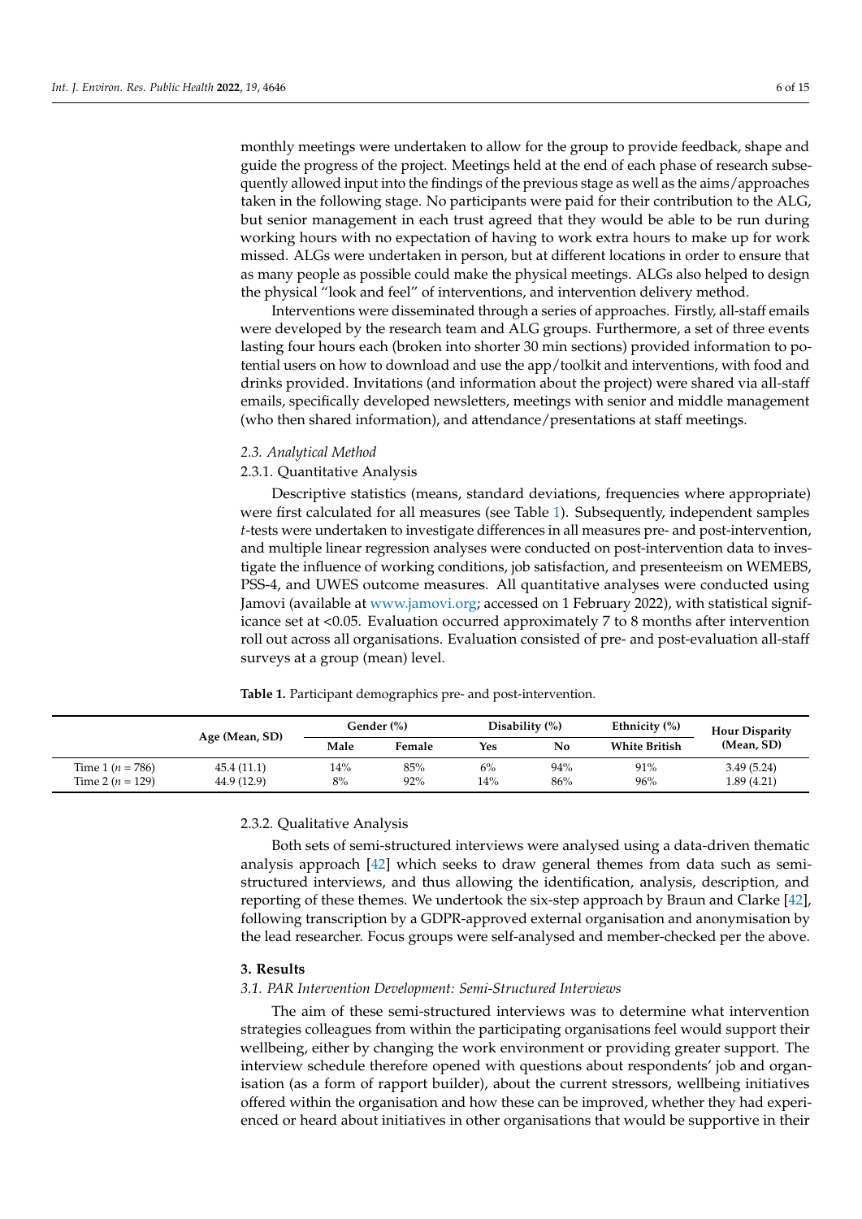monthly meetings were undertaken to allow for the group to provide feedback, shape and guide the progress of the project. Meetings held at the end of each phase of research subsequently allowed input into the findings of the previous stage as well as the aims/approaches taken in the following stage. No participants were paid for their contribution to the ALG, but senior management in each trust agreed that they would be able to be run during working hours with no expectation of having to work extra hours to make up for work missed. ALGs were undertaken in person, but at different locations in order to ensure that as many people as possible could make the physical meetings. ALGs also helped to design the physical "look and feel" of interventions, and intervention delivery method.

Interventions were disseminated through a series of approaches. Firstly, all-staff emails were developed by the research team and ALG groups. Furthermore, a set of three events lasting four hours each (broken into shorter 30 min sections) provided information to potential users on how to download and use the app/toolkit and interventions, with food and drinks provided. Invitations (and information about the project) were shared via all-staff emails, specifically developed newsletters, meetings with senior and middle management (who then shared information), and attendance/presentations at staff meetings.

### 2.3. Analytical Method

#### 2.3.1. Quantitative Analysis

Descriptive statistics (means, standard deviations, frequencies where appropriate) were first calculated for all measures (see Table 1). Subsequently, independent samples *t*-tests were undertaken to investigate differences in all measures pre- and post-intervention, and multiple linear regression analyses were conducted on post-intervention data to investigate the influence of working conditions, job satisfaction, and presenteeism on WEMEBS, PSS-4, and UWES outcome measures. All quantitative analyses were conducted using Jamovi (available at www.jamovi.org; accessed on 1 February 2022), with statistical significance set at <0.05. Evaluation occurred approximately 7 to 8 months after intervention roll out across all organisations. Evaluation consisted of pre- and post-evaluation all-staff surveys at a group (mean) level.

**Table 1.** Participant demographics pre- and post-intervention.

| | Age (Mean, SD) | Gender (%) | | Disability (%) | | Ethnicity (%) | Hour Disparity (Mean, SD) |
|---|---|---|---|---|---|---|---|
| | | Male | Female | Yes | No | White British | |
| Time 1 ($n$ = 786) | 45.4 (11.1) | 14% | 85% | 6% | 94% | 91% | 3.49 (5.24) |
| Time 2 ($n$ = 129) | 44.9 (12.9) | 8% | 92% | 14% | 86% | 96% | 1.89 (4.21) |

#### 2.3.2. Qualitative Analysis

Both sets of semi-structured interviews were analysed using a data-driven thematic analysis approach [42] which seeks to draw general themes from data such as semi-structured interviews, and thus allowing the identification, analysis, description, and reporting of these themes. We undertook the six-step approach by Braun and Clarke [42], following transcription by a GDPR-approved external organisation and anonymisation by the lead researcher. Focus groups were self-analysed and member-checked per the above.

## 3. Results

### 3.1. PAR Intervention Development: Semi-Structured Interviews

The aim of these semi-structured interviews was to determine what intervention strategies colleagues from within the participating organisations feel would support their wellbeing, either by changing the work environment or providing greater support. The interview schedule therefore opened with questions about respondents' job and organisation (as a form of rapport builder), about the current stressors, wellbeing initiatives offered within the organisation and how these can be improved, whether they had experienced or heard about initiatives in other organisations that would be supportive in their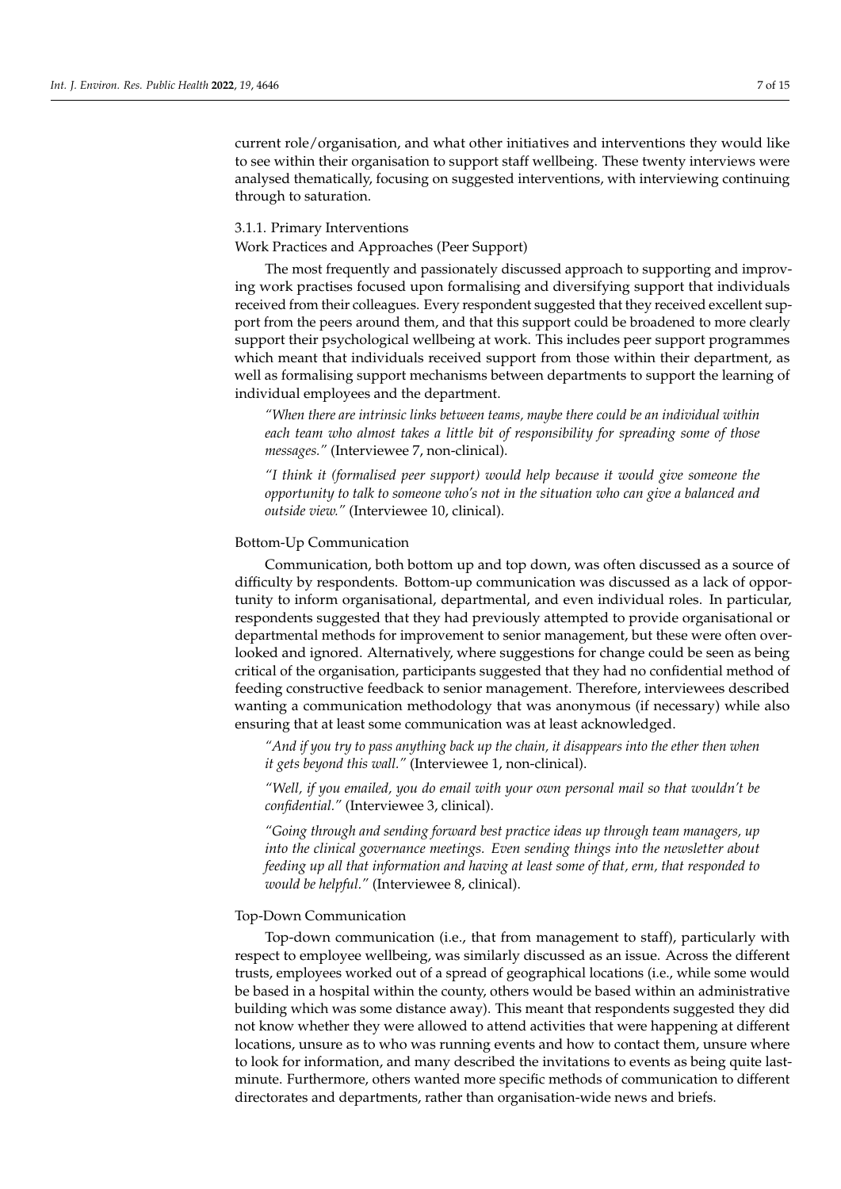current role/organisation, and what other initiatives and interventions they would like to see within their organisation to support staff wellbeing. These twenty interviews were analysed thematically, focusing on suggested interventions, with interviewing continuing through to saturation.

### 3.1.1. Primary Interventions

#### Work Practices and Approaches (Peer Support)

The most frequently and passionately discussed approach to supporting and improving work practises focused upon formalising and diversifying support that individuals received from their colleagues. Every respondent suggested that they received excellent support from the peers around them, and that this support could be broadened to more clearly support their psychological wellbeing at work. This includes peer support programmes which meant that individuals received support from those within their department, as well as formalising support mechanisms between departments to support the learning of individual employees and the department.

> *"When there are intrinsic links between teams, maybe there could be an individual within each team who almost takes a little bit of responsibility for spreading some of those messages."* (Interviewee 7, non-clinical).

> *"I think it (formalised peer support) would help because it would give someone the opportunity to talk to someone who's not in the situation who can give a balanced and outside view."* (Interviewee 10, clinical).

#### Bottom-Up Communication

Communication, both bottom up and top down, was often discussed as a source of difficulty by respondents. Bottom-up communication was discussed as a lack of opportunity to inform organisational, departmental, and even individual roles. In particular, respondents suggested that they had previously attempted to provide organisational or departmental methods for improvement to senior management, but these were often overlooked and ignored. Alternatively, where suggestions for change could be seen as being critical of the organisation, participants suggested that they had no confidential method of feeding constructive feedback to senior management. Therefore, interviewees described wanting a communication methodology that was anonymous (if necessary) while also ensuring that at least some communication was at least acknowledged.

> *"And if you try to pass anything back up the chain, it disappears into the ether then when it gets beyond this wall."* (Interviewee 1, non-clinical).

> *"Well, if you emailed, you do email with your own personal mail so that wouldn't be confidential."* (Interviewee 3, clinical).

> *"Going through and sending forward best practice ideas up through team managers, up into the clinical governance meetings. Even sending things into the newsletter about feeding up all that information and having at least some of that, erm, that responded to would be helpful."* (Interviewee 8, clinical).

#### Top-Down Communication

Top-down communication (i.e., that from management to staff), particularly with respect to employee wellbeing, was similarly discussed as an issue. Across the different trusts, employees worked out of a spread of geographical locations (i.e., while some would be based in a hospital within the county, others would be based within an administrative building which was some distance away). This meant that respondents suggested they did not know whether they were allowed to attend activities that were happening at different locations, unsure as to who was running events and how to contact them, unsure where to look for information, and many described the invitations to events as being quite last-minute. Furthermore, others wanted more specific methods of communication to different directorates and departments, rather than organisation-wide news and briefs.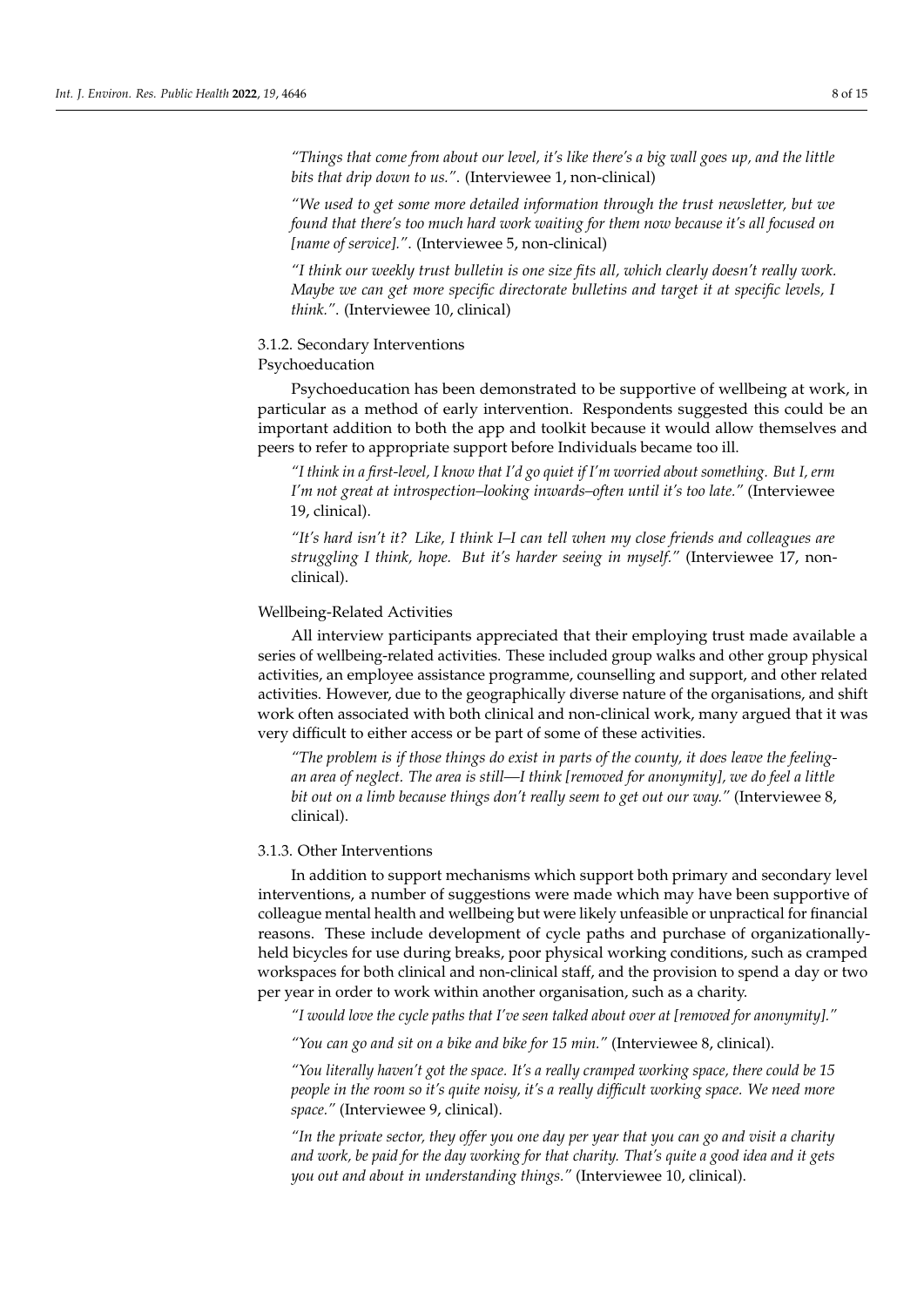*"Things that come from about our level, it's like there's a big wall goes up, and the little bits that drip down to us."*. (Interviewee 1, non-clinical)

*"We used to get some more detailed information through the trust newsletter, but we found that there's too much hard work waiting for them now because it's all focused on [name of service]."*. (Interviewee 5, non-clinical)

*"I think our weekly trust bulletin is one size fits all, which clearly doesn't really work. Maybe we can get more specific directorate bulletins and target it at specific levels, I think."*. (Interviewee 10, clinical)

#### 3.1.2. Secondary Interventions

Psychoeducation

Psychoeducation has been demonstrated to be supportive of wellbeing at work, in particular as a method of early intervention. Respondents suggested this could be an important addition to both the app and toolkit because it would allow themselves and peers to refer to appropriate support before Individuals became too ill.

*"I think in a first-level, I know that I'd go quiet if I'm worried about something. But I, erm I'm not great at introspection–looking inwards–often until it's too late."* (Interviewee 19, clinical).

*"It's hard isn't it? Like, I think I–I can tell when my close friends and colleagues are struggling I think, hope. But it's harder seeing in myself."* (Interviewee 17, non-clinical).

Wellbeing-Related Activities

All interview participants appreciated that their employing trust made available a series of wellbeing-related activities. These included group walks and other group physical activities, an employee assistance programme, counselling and support, and other related activities. However, due to the geographically diverse nature of the organisations, and shift work often associated with both clinical and non-clinical work, many argued that it was very difficult to either access or be part of some of these activities.

*"The problem is if those things do exist in parts of the county, it does leave the feeling-an area of neglect. The area is still—I think [removed for anonymity], we do feel a little bit out on a limb because things don't really seem to get out our way."* (Interviewee 8, clinical).

#### 3.1.3. Other Interventions

In addition to support mechanisms which support both primary and secondary level interventions, a number of suggestions were made which may have been supportive of colleague mental health and wellbeing but were likely unfeasible or unpractical for financial reasons. These include development of cycle paths and purchase of organizationally-held bicycles for use during breaks, poor physical working conditions, such as cramped workspaces for both clinical and non-clinical staff, and the provision to spend a day or two per year in order to work within another organisation, such as a charity.

*"I would love the cycle paths that I've seen talked about over at [removed for anonymity]."*

*"You can go and sit on a bike and bike for 15 min."* (Interviewee 8, clinical).

*"You literally haven't got the space. It's a really cramped working space, there could be 15 people in the room so it's quite noisy, it's a really difficult working space. We need more space."* (Interviewee 9, clinical).

*"In the private sector, they offer you one day per year that you can go and visit a charity and work, be paid for the day working for that charity. That's quite a good idea and it gets you out and about in understanding things."* (Interviewee 10, clinical).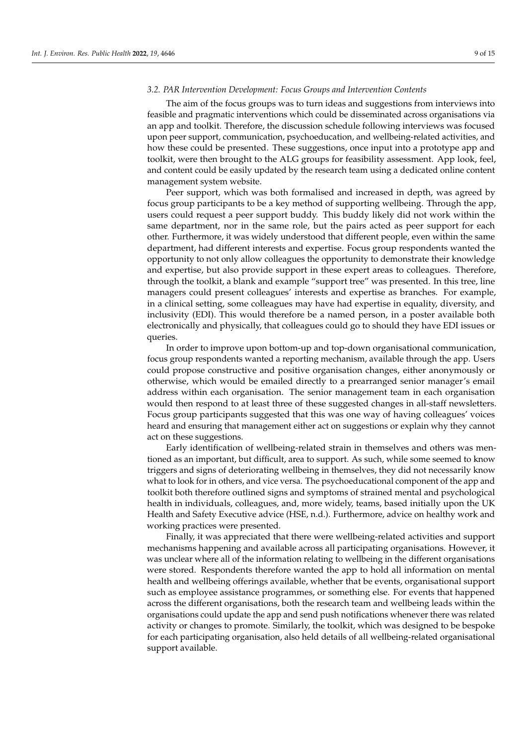### 3.2. PAR Intervention Development: Focus Groups and Intervention Contents

The aim of the focus groups was to turn ideas and suggestions from interviews into feasible and pragmatic interventions which could be disseminated across organisations via an app and toolkit. Therefore, the discussion schedule following interviews was focused upon peer support, communication, psychoeducation, and wellbeing-related activities, and how these could be presented. These suggestions, once input into a prototype app and toolkit, were then brought to the ALG groups for feasibility assessment. App look, feel, and content could be easily updated by the research team using a dedicated online content management system website.

Peer support, which was both formalised and increased in depth, was agreed by focus group participants to be a key method of supporting wellbeing. Through the app, users could request a peer support buddy. This buddy likely did not work within the same department, nor in the same role, but the pairs acted as peer support for each other. Furthermore, it was widely understood that different people, even within the same department, had different interests and expertise. Focus group respondents wanted the opportunity to not only allow colleagues the opportunity to demonstrate their knowledge and expertise, but also provide support in these expert areas to colleagues. Therefore, through the toolkit, a blank and example "support tree" was presented. In this tree, line managers could present colleagues' interests and expertise as branches. For example, in a clinical setting, some colleagues may have had expertise in equality, diversity, and inclusivity (EDI). This would therefore be a named person, in a poster available both electronically and physically, that colleagues could go to should they have EDI issues or queries.

In order to improve upon bottom-up and top-down organisational communication, focus group respondents wanted a reporting mechanism, available through the app. Users could propose constructive and positive organisation changes, either anonymously or otherwise, which would be emailed directly to a prearranged senior manager's email address within each organisation. The senior management team in each organisation would then respond to at least three of these suggested changes in all-staff newsletters. Focus group participants suggested that this was one way of having colleagues' voices heard and ensuring that management either act on suggestions or explain why they cannot act on these suggestions.

Early identification of wellbeing-related strain in themselves and others was mentioned as an important, but difficult, area to support. As such, while some seemed to know triggers and signs of deteriorating wellbeing in themselves, they did not necessarily know what to look for in others, and vice versa. The psychoeducational component of the app and toolkit both therefore outlined signs and symptoms of strained mental and psychological health in individuals, colleagues, and, more widely, teams, based initially upon the UK Health and Safety Executive advice (HSE, n.d.). Furthermore, advice on healthy work and working practices were presented.

Finally, it was appreciated that there were wellbeing-related activities and support mechanisms happening and available across all participating organisations. However, it was unclear where all of the information relating to wellbeing in the different organisations were stored. Respondents therefore wanted the app to hold all information on mental health and wellbeing offerings available, whether that be events, organisational support such as employee assistance programmes, or something else. For events that happened across the different organisations, both the research team and wellbeing leads within the organisations could update the app and send push notifications whenever there was related activity or changes to promote. Similarly, the toolkit, which was designed to be bespoke for each participating organisation, also held details of all wellbeing-related organisational support available.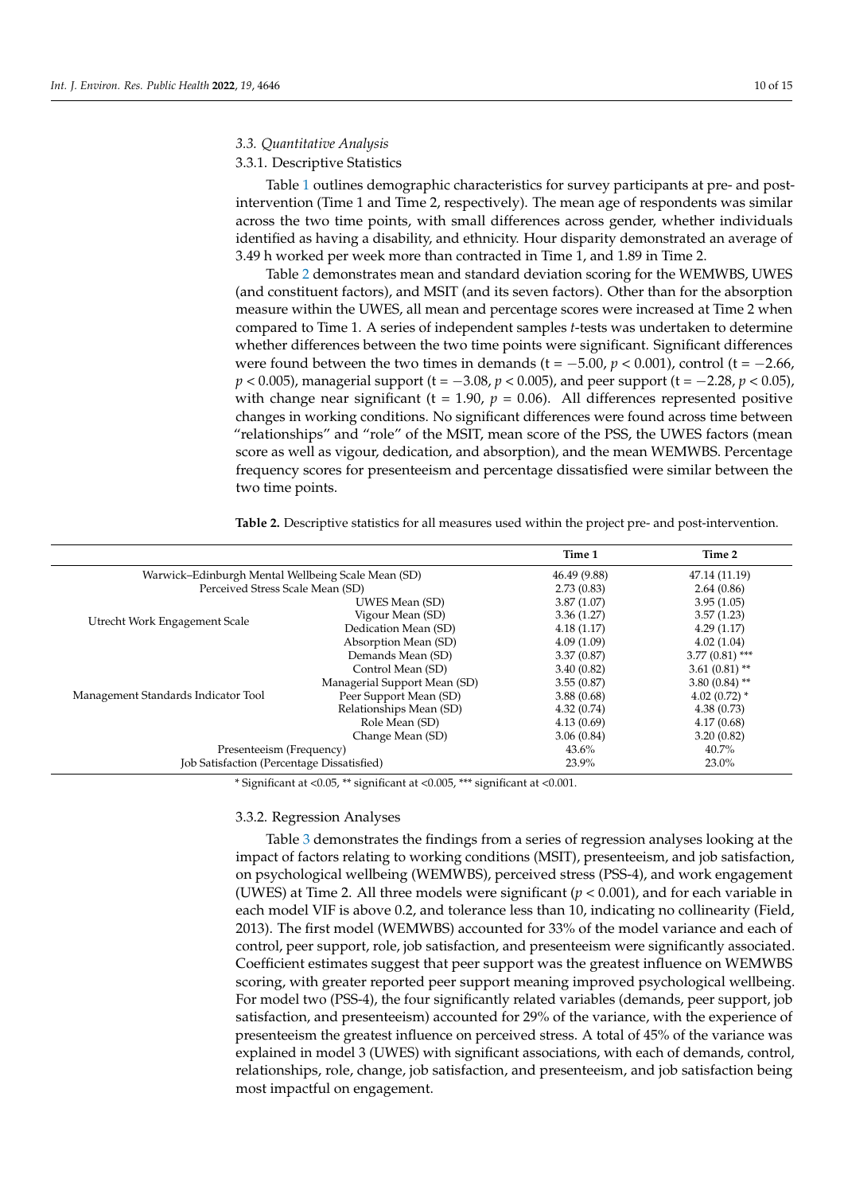### 3.3. Quantitative Analysis

#### 3.3.1. Descriptive Statistics

Table 1 outlines demographic characteristics for survey participants at pre- and post-intervention (Time 1 and Time 2, respectively). The mean age of respondents was similar across the two time points, with small differences across gender, whether individuals identified as having a disability, and ethnicity. Hour disparity demonstrated an average of 3.49 h worked per week more than contracted in Time 1, and 1.89 in Time 2.

Table 2 demonstrates mean and standard deviation scoring for the WEMWBS, UWES (and constituent factors), and MSIT (and its seven factors). Other than for the absorption measure within the UWES, all mean and percentage scores were increased at Time 2 when compared to Time 1. A series of independent samples *t*-tests was undertaken to determine whether differences between the two time points were significant. Significant differences were found between the two times in demands ($t = -5.00$, $p < 0.001$), control ($t = -2.66$, $p < 0.005$), managerial support ($t = -3.08$, $p < 0.005$), and peer support ($t = -2.28$, $p < 0.05$), with change near significant ($t = 1.90$, $p = 0.06$). All differences represented positive changes in working conditions. No significant differences were found across time between "relationships" and "role" of the MSIT, mean score of the PSS, the UWES factors (mean score as well as vigour, dedication, and absorption), and the mean WEMWBS. Percentage frequency scores for presenteeism and percentage dissatisfied were similar between the two time points.

**Table 2.** Descriptive statistics for all measures used within the project pre- and post-intervention.

| | | Time 1 | Time 2 |
|---|---|---|---|
| Warwick–Edinburgh Mental Wellbeing Scale Mean (SD) | | 46.49 (9.88) | 47.14 (11.19) |
| Perceived Stress Scale Mean (SD) | | 2.73 (0.83) | 2.64 (0.86) |
| Utrecht Work Engagement Scale | UWES Mean (SD) | 3.87 (1.07) | 3.95 (1.05) |
| | Vigour Mean (SD) | 3.36 (1.27) | 3.57 (1.23) |
| | Dedication Mean (SD) | 4.18 (1.17) | 4.29 (1.17) |
| | Absorption Mean (SD) | 4.09 (1.09) | 4.02 (1.04) |
| Management Standards Indicator Tool | Demands Mean (SD) | 3.37 (0.87) | 3.77 (0.81) *** |
| | Control Mean (SD) | 3.40 (0.82) | 3.61 (0.81) ** |
| | Managerial Support Mean (SD) | 3.55 (0.87) | 3.80 (0.84) ** |
| | Peer Support Mean (SD) | 3.88 (0.68) | 4.02 (0.72) * |
| | Relationships Mean (SD) | 4.32 (0.74) | 4.38 (0.73) |
| | Role Mean (SD) | 4.13 (0.69) | 4.17 (0.68) |
| | Change Mean (SD) | 3.06 (0.84) | 3.20 (0.82) |
| Presenteeism (Frequency) | | 43.6% | 40.7% |
| Job Satisfaction (Percentage Dissatisfied) | | 23.9% | 23.0% |

\* Significant at <0.05, ** significant at <0.005, *** significant at <0.001.

#### 3.3.2. Regression Analyses

Table 3 demonstrates the findings from a series of regression analyses looking at the impact of factors relating to working conditions (MSIT), presenteeism, and job satisfaction, on psychological wellbeing (WEMWBS), perceived stress (PSS-4), and work engagement (UWES) at Time 2. All three models were significant ($p < 0.001$), and for each variable in each model VIF is above 0.2, and tolerance less than 10, indicating no collinearity (Field, 2013). The first model (WEMWBS) accounted for 33% of the model variance and each of control, peer support, role, job satisfaction, and presenteeism were significantly associated. Coefficient estimates suggest that peer support was the greatest influence on WEMWBS scoring, with greater reported peer support meaning improved psychological wellbeing. For model two (PSS-4), the four significantly related variables (demands, peer support, job satisfaction, and presenteeism) accounted for 29% of the variance, with the experience of presenteeism the greatest influence on perceived stress. A total of 45% of the variance was explained in model 3 (UWES) with significant associations, with each of demands, control, relationships, role, change, job satisfaction, and presenteeism, and job satisfaction being most impactful on engagement.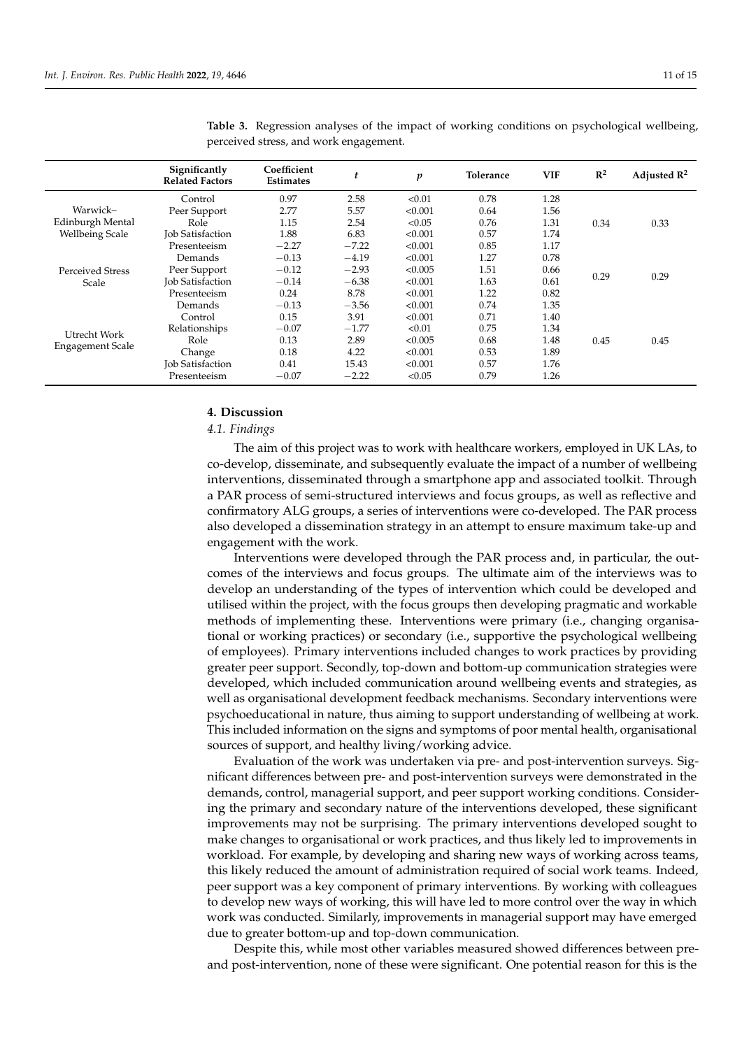**Table 3.** Regression analyses of the impact of working conditions on psychological wellbeing, perceived stress, and work engagement.

| | Significantly Related Factors | Coefficient Estimates | $t$ | $p$ | Tolerance | VIF | $R^2$ | Adjusted $R^2$ |
|---|---|---|---|---|---|---|---|---|
| Warwick–Edinburgh Mental Wellbeing Scale | Control | 0.97 | 2.58 | <0.01 | 0.78 | 1.28 | 0.34 | 0.33 |
| | Peer Support | 2.77 | 5.57 | <0.001 | 0.64 | 1.56 | | |
| | Role | 1.15 | 2.54 | <0.05 | 0.76 | 1.31 | | |
| | Job Satisfaction | 1.88 | 6.83 | <0.001 | 0.57 | 1.74 | | |
| | Presenteeism | −2.27 | −7.22 | <0.001 | 0.85 | 1.17 | | |
| Perceived Stress Scale | Demands | −0.13 | −4.19 | <0.001 | 1.27 | 0.78 | 0.29 | 0.29 |
| | Peer Support | −0.12 | −2.93 | <0.005 | 1.51 | 0.66 | | |
| | Job Satisfaction | −0.14 | −6.38 | <0.001 | 1.63 | 0.61 | | |
| | Presenteeism | 0.24 | 8.78 | <0.001 | 1.22 | 0.82 | | |
| Utrecht Work Engagement Scale | Demands | −0.13 | −3.56 | <0.001 | 0.74 | 1.35 | 0.45 | 0.45 |
| | Control | 0.15 | 3.91 | <0.001 | 0.71 | 1.40 | | |
| | Relationships | −0.07 | −1.77 | <0.01 | 0.75 | 1.34 | | |
| | Role | 0.13 | 2.89 | <0.005 | 0.68 | 1.48 | | |
| | Change | 0.18 | 4.22 | <0.001 | 0.53 | 1.89 | | |
| | Job Satisfaction | 0.41 | 15.43 | <0.001 | 0.57 | 1.76 | | |
| | Presenteeism | −0.07 | −2.22 | <0.05 | 0.79 | 1.26 | | |

## 4. Discussion

### *4.1. Findings*

The aim of this project was to work with healthcare workers, employed in UK LAs, to co-develop, disseminate, and subsequently evaluate the impact of a number of wellbeing interventions, disseminated through a smartphone app and associated toolkit. Through a PAR process of semi-structured interviews and focus groups, as well as reflective and confirmatory ALG groups, a series of interventions were co-developed. The PAR process also developed a dissemination strategy in an attempt to ensure maximum take-up and engagement with the work.

Interventions were developed through the PAR process and, in particular, the outcomes of the interviews and focus groups. The ultimate aim of the interviews was to develop an understanding of the types of intervention which could be developed and utilised within the project, with the focus groups then developing pragmatic and workable methods of implementing these. Interventions were primary (i.e., changing organisational or working practices) or secondary (i.e., supportive the psychological wellbeing of employees). Primary interventions included changes to work practices by providing greater peer support. Secondly, top-down and bottom-up communication strategies were developed, which included communication around wellbeing events and strategies, as well as organisational development feedback mechanisms. Secondary interventions were psychoeducational in nature, thus aiming to support understanding of wellbeing at work. This included information on the signs and symptoms of poor mental health, organisational sources of support, and healthy living/working advice.

Evaluation of the work was undertaken via pre- and post-intervention surveys. Significant differences between pre- and post-intervention surveys were demonstrated in the demands, control, managerial support, and peer support working conditions. Considering the primary and secondary nature of the interventions developed, these significant improvements may not be surprising. The primary interventions developed sought to make changes to organisational or work practices, and thus likely led to improvements in workload. For example, by developing and sharing new ways of working across teams, this likely reduced the amount of administration required of social work teams. Indeed, peer support was a key component of primary interventions. By working with colleagues to develop new ways of working, this will have led to more control over the way in which work was conducted. Similarly, improvements in managerial support may have emerged due to greater bottom-up and top-down communication.

Despite this, while most other variables measured showed differences between pre- and post-intervention, none of these were significant. One potential reason for this is the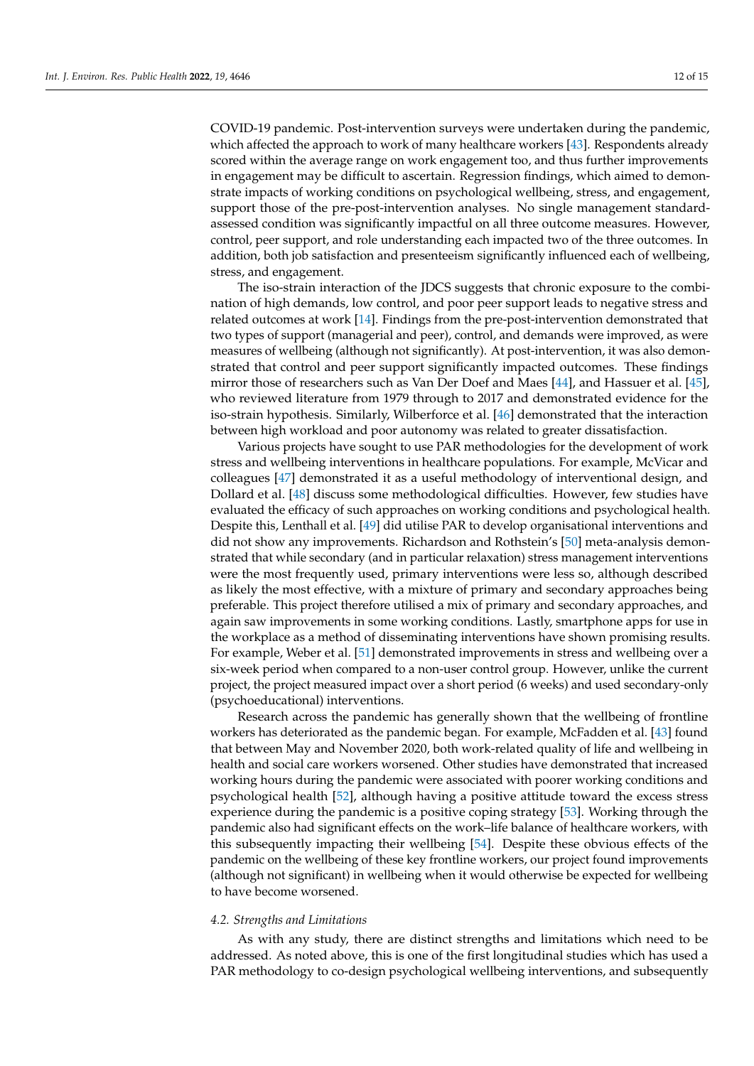COVID-19 pandemic. Post-intervention surveys were undertaken during the pandemic, which affected the approach to work of many healthcare workers [43]. Respondents already scored within the average range on work engagement too, and thus further improvements in engagement may be difficult to ascertain. Regression findings, which aimed to demonstrate impacts of working conditions on psychological wellbeing, stress, and engagement, support those of the pre-post-intervention analyses. No single management standard-assessed condition was significantly impactful on all three outcome measures. However, control, peer support, and role understanding each impacted two of the three outcomes. In addition, both job satisfaction and presenteeism significantly influenced each of wellbeing, stress, and engagement.

The iso-strain interaction of the JDCS suggests that chronic exposure to the combination of high demands, low control, and poor peer support leads to negative stress and related outcomes at work [14]. Findings from the pre-post-intervention demonstrated that two types of support (managerial and peer), control, and demands were improved, as were measures of wellbeing (although not significantly). At post-intervention, it was also demonstrated that control and peer support significantly impacted outcomes. These findings mirror those of researchers such as Van Der Doef and Maes [44], and Hassuer et al. [45], who reviewed literature from 1979 through to 2017 and demonstrated evidence for the iso-strain hypothesis. Similarly, Wilberforce et al. [46] demonstrated that the interaction between high workload and poor autonomy was related to greater dissatisfaction.

Various projects have sought to use PAR methodologies for the development of work stress and wellbeing interventions in healthcare populations. For example, McVicar and colleagues [47] demonstrated it as a useful methodology of interventional design, and Dollard et al. [48] discuss some methodological difficulties. However, few studies have evaluated the efficacy of such approaches on working conditions and psychological health. Despite this, Lenthall et al. [49] did utilise PAR to develop organisational interventions and did not show any improvements. Richardson and Rothstein's [50] meta-analysis demonstrated that while secondary (and in particular relaxation) stress management interventions were the most frequently used, primary interventions were less so, although described as likely the most effective, with a mixture of primary and secondary approaches being preferable. This project therefore utilised a mix of primary and secondary approaches, and again saw improvements in some working conditions. Lastly, smartphone apps for use in the workplace as a method of disseminating interventions have shown promising results. For example, Weber et al. [51] demonstrated improvements in stress and wellbeing over a six-week period when compared to a non-user control group. However, unlike the current project, the project measured impact over a short period (6 weeks) and used secondary-only (psychoeducational) interventions.

Research across the pandemic has generally shown that the wellbeing of frontline workers has deteriorated as the pandemic began. For example, McFadden et al. [43] found that between May and November 2020, both work-related quality of life and wellbeing in health and social care workers worsened. Other studies have demonstrated that increased working hours during the pandemic were associated with poorer working conditions and psychological health [52], although having a positive attitude toward the excess stress experience during the pandemic is a positive coping strategy [53]. Working through the pandemic also had significant effects on the work–life balance of healthcare workers, with this subsequently impacting their wellbeing [54]. Despite these obvious effects of the pandemic on the wellbeing of these key frontline workers, our project found improvements (although not significant) in wellbeing when it would otherwise be expected for wellbeing to have become worsened.

### *4.2. Strengths and Limitations*

As with any study, there are distinct strengths and limitations which need to be addressed. As noted above, this is one of the first longitudinal studies which has used a PAR methodology to co-design psychological wellbeing interventions, and subsequently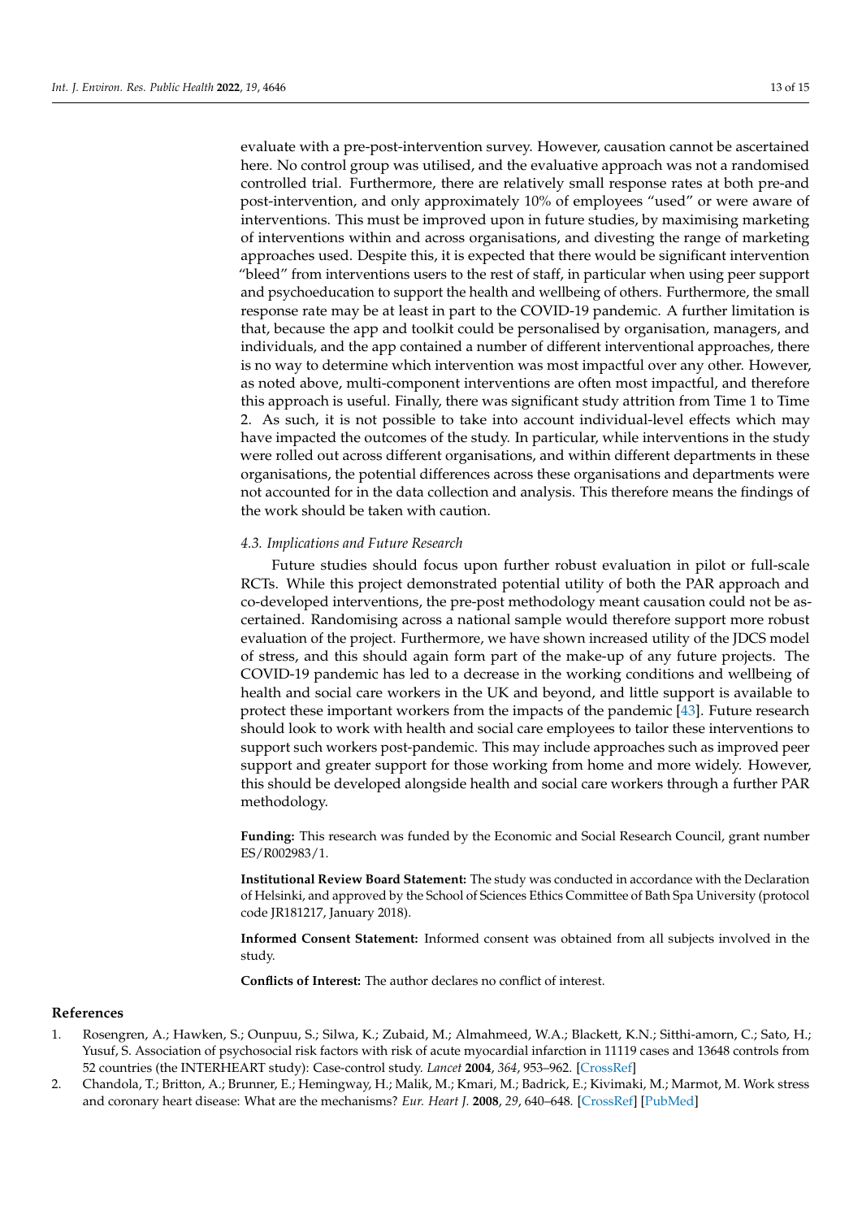evaluate with a pre-post-intervention survey. However, causation cannot be ascertained here. No control group was utilised, and the evaluative approach was not a randomised controlled trial. Furthermore, there are relatively small response rates at both pre-and post-intervention, and only approximately 10% of employees "used" or were aware of interventions. This must be improved upon in future studies, by maximising marketing of interventions within and across organisations, and divesting the range of marketing approaches used. Despite this, it is expected that there would be significant intervention "bleed" from interventions users to the rest of staff, in particular when using peer support and psychoeducation to support the health and wellbeing of others. Furthermore, the small response rate may be at least in part to the COVID-19 pandemic. A further limitation is that, because the app and toolkit could be personalised by organisation, managers, and individuals, and the app contained a number of different interventional approaches, there is no way to determine which intervention was most impactful over any other. However, as noted above, multi-component interventions are often most impactful, and therefore this approach is useful. Finally, there was significant study attrition from Time 1 to Time 2. As such, it is not possible to take into account individual-level effects which may have impacted the outcomes of the study. In particular, while interventions in the study were rolled out across different organisations, and within different departments in these organisations, the potential differences across these organisations and departments were not accounted for in the data collection and analysis. This therefore means the findings of the work should be taken with caution.

### *4.3. Implications and Future Research*

Future studies should focus upon further robust evaluation in pilot or full-scale RCTs. While this project demonstrated potential utility of both the PAR approach and co-developed interventions, the pre-post methodology meant causation could not be ascertained. Randomising across a national sample would therefore support more robust evaluation of the project. Furthermore, we have shown increased utility of the JDCS model of stress, and this should again form part of the make-up of any future projects. The COVID-19 pandemic has led to a decrease in the working conditions and wellbeing of health and social care workers in the UK and beyond, and little support is available to protect these important workers from the impacts of the pandemic [43]. Future research should look to work with health and social care employees to tailor these interventions to support such workers post-pandemic. This may include approaches such as improved peer support and greater support for those working from home and more widely. However, this should be developed alongside health and social care workers through a further PAR methodology.

**Funding:** This research was funded by the Economic and Social Research Council, grant number ES/R002983/1.

**Institutional Review Board Statement:** The study was conducted in accordance with the Declaration of Helsinki, and approved by the School of Sciences Ethics Committee of Bath Spa University (protocol code JR181217, January 2018).

**Informed Consent Statement:** Informed consent was obtained from all subjects involved in the study.

**Conflicts of Interest:** The author declares no conflict of interest.

## References

1. Rosengren, A.; Hawken, S.; Ounpuu, S.; Silwa, K.; Zubaid, M.; Almahmeed, W.A.; Blackett, K.N.; Sitthi-amorn, C.; Sato, H.; Yusuf, S. Association of psychosocial risk factors with risk of acute myocardial infarction in 11119 cases and 13648 controls from 52 countries (the INTERHEART study): Case-control study. *Lancet* **2004**, *364*, 953–962. [CrossRef]
2. Chandola, T.; Britton, A.; Brunner, E.; Hemingway, H.; Malik, M.; Kmari, M.; Badrick, E.; Kivimaki, M.; Marmot, M. Work stress and coronary heart disease: What are the mechanisms? *Eur. Heart J.* **2008**, *29*, 640–648. [CrossRef] [PubMed]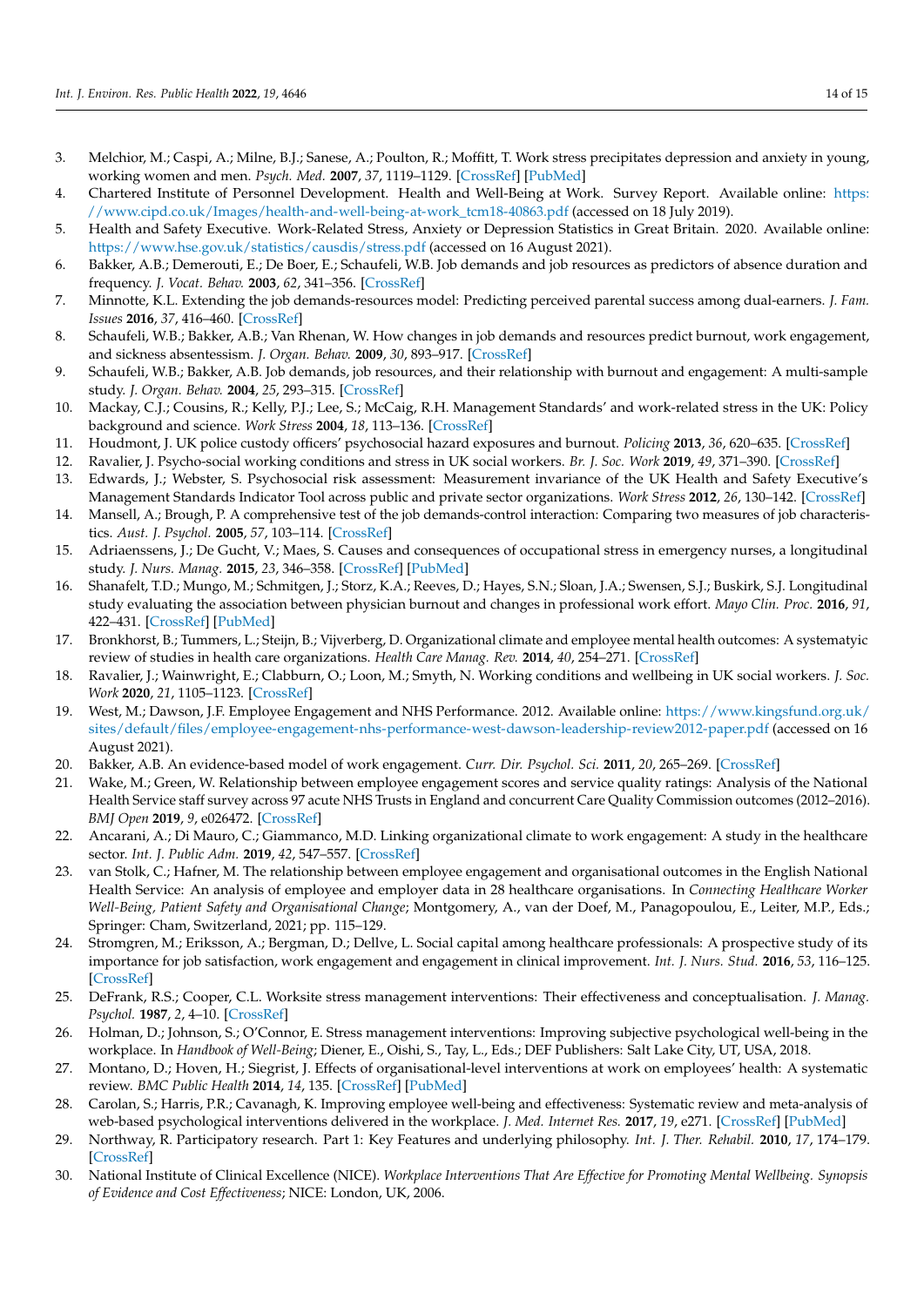3. Melchior, M.; Caspi, A.; Milne, B.J.; Sanese, A.; Poulton, R.; Moffitt, T. Work stress precipitates depression and anxiety in young, working women and men. *Psych. Med.* **2007**, *37*, 1119–1129. [CrossRef] [PubMed]
4. Chartered Institute of Personnel Development. Health and Well-Being at Work. Survey Report. Available online: https://www.cipd.co.uk/Images/health-and-well-being-at-work_tcm18-40863.pdf (accessed on 18 July 2019).
5. Health and Safety Executive. Work-Related Stress, Anxiety or Depression Statistics in Great Britain. 2020. Available online: https://www.hse.gov.uk/statistics/causdis/stress.pdf (accessed on 16 August 2021).
6. Bakker, A.B.; Demerouti, E.; De Boer, E.; Schaufeli, W.B. Job demands and job resources as predictors of absence duration and frequency. *J. Vocat. Behav.* **2003**, *62*, 341–356. [CrossRef]
7. Minnotte, K.L. Extending the job demands-resources model: Predicting perceived parental success among dual-earners. *J. Fam. Issues* **2016**, *37*, 416–460. [CrossRef]
8. Schaufeli, W.B.; Bakker, A.B.; Van Rhenan, W. How changes in job demands and resources predict burnout, work engagement, and sickness absentessism. *J. Organ. Behav.* **2009**, *30*, 893–917. [CrossRef]
9. Schaufeli, W.B.; Bakker, A.B. Job demands, job resources, and their relationship with burnout and engagement: A multi-sample study. *J. Organ. Behav.* **2004**, *25*, 293–315. [CrossRef]
10. Mackay, C.J.; Cousins, R.; Kelly, P.J.; Lee, S.; McCaig, R.H. Management Standards' and work-related stress in the UK: Policy background and science. *Work Stress* **2004**, *18*, 113–136. [CrossRef]
11. Houdmont, J. UK police custody officers' psychosocial hazard exposures and burnout. *Policing* **2013**, *36*, 620–635. [CrossRef]
12. Ravalier, J. Psycho-social working conditions and stress in UK social workers. *Br. J. Soc. Work* **2019**, *49*, 371–390. [CrossRef]
13. Edwards, J.; Webster, S. Psychosocial risk assessment: Measurement invariance of the UK Health and Safety Executive's Management Standards Indicator Tool across public and private sector organizations. *Work Stress* **2012**, *26*, 130–142. [CrossRef]
14. Mansell, A.; Brough, P. A comprehensive test of the job demands-control interaction: Comparing two measures of job characteristics. *Aust. J. Psychol.* **2005**, *57*, 103–114. [CrossRef]
15. Adriaenssens, J.; De Gucht, V.; Maes, S. Causes and consequences of occupational stress in emergency nurses, a longitudinal study. *J. Nurs. Manag.* **2015**, *23*, 346–358. [CrossRef] [PubMed]
16. Shanafelt, T.D.; Mungo, M.; Schmitgen, J.; Storz, K.A.; Reeves, D.; Hayes, S.N.; Sloan, J.A.; Swensen, S.J.; Buskirk, S.J. Longitudinal study evaluating the association between physician burnout and changes in professional work effort. *Mayo Clin. Proc.* **2016**, *91*, 422–431. [CrossRef] [PubMed]
17. Bronkhorst, B.; Tummers, L.; Steijn, B.; Vijverberg, D. Organizational climate and employee mental health outcomes: A systematyic review of studies in health care organizations. *Health Care Manag. Rev.* **2014**, *40*, 254–271. [CrossRef]
18. Ravalier, J.; Wainwright, E.; Clabburn, O.; Loon, M.; Smyth, N. Working conditions and wellbeing in UK social workers. *J. Soc. Work* **2020**, *21*, 1105–1123. [CrossRef]
19. West, M.; Dawson, J.F. Employee Engagement and NHS Performance. 2012. Available online: https://www.kingsfund.org.uk/sites/default/files/employee-engagement-nhs-performance-west-dawson-leadership-review2012-paper.pdf (accessed on 16 August 2021).
20. Bakker, A.B. An evidence-based model of work engagement. *Curr. Dir. Psychol. Sci.* **2011**, *20*, 265–269. [CrossRef]
21. Wake, M.; Green, W. Relationship between employee engagement scores and service quality ratings: Analysis of the National Health Service staff survey across 97 acute NHS Trusts in England and concurrent Care Quality Commission outcomes (2012–2016). *BMJ Open* **2019**, *9*, e026472. [CrossRef]
22. Ancarani, A.; Di Mauro, C.; Giammanco, M.D. Linking organizational climate to work engagement: A study in the healthcare sector. *Int. J. Public Adm.* **2019**, *42*, 547–557. [CrossRef]
23. van Stolk, C.; Hafner, M. The relationship between employee engagement and organisational outcomes in the English National Health Service: An analysis of employee and employer data in 28 healthcare organisations. In *Connecting Healthcare Worker Well-Being, Patient Safety and Organisational Change*; Montgomery, A., van der Doef, M., Panagopoulou, E., Leiter, M.P., Eds.; Springer: Cham, Switzerland, 2021; pp. 115–129.
24. Stromgren, M.; Eriksson, A.; Bergman, D.; Dellve, L. Social capital among healthcare professionals: A prospective study of its importance for job satisfaction, work engagement and engagement in clinical improvement. *Int. J. Nurs. Stud.* **2016**, *53*, 116–125. [CrossRef]
25. DeFrank, R.S.; Cooper, C.L. Worksite stress management interventions: Their effectiveness and conceptualisation. *J. Manag. Psychol.* **1987**, *2*, 4–10. [CrossRef]
26. Holman, D.; Johnson, S.; O'Connor, E. Stress management interventions: Improving subjective psychological well-being in the workplace. In *Handbook of Well-Being*; Diener, E., Oishi, S., Tay, L., Eds.; DEF Publishers: Salt Lake City, UT, USA, 2018.
27. Montano, D.; Hoven, H.; Siegrist, J. Effects of organisational-level interventions at work on employees' health: A systematic review. *BMC Public Health* **2014**, *14*, 135. [CrossRef] [PubMed]
28. Carolan, S.; Harris, P.R.; Cavanagh, K. Improving employee well-being and effectiveness: Systematic review and meta-analysis of web-based psychological interventions delivered in the workplace. *J. Med. Internet Res.* **2017**, *19*, e271. [CrossRef] [PubMed]
29. Northway, R. Participatory research. Part 1: Key Features and underlying philosophy. *Int. J. Ther. Rehabil.* **2010**, *17*, 174–179. [CrossRef]
30. National Institute of Clinical Excellence (NICE). *Workplace Interventions That Are Effective for Promoting Mental Wellbeing. Synopsis of Evidence and Cost Effectiveness*; NICE: London, UK, 2006.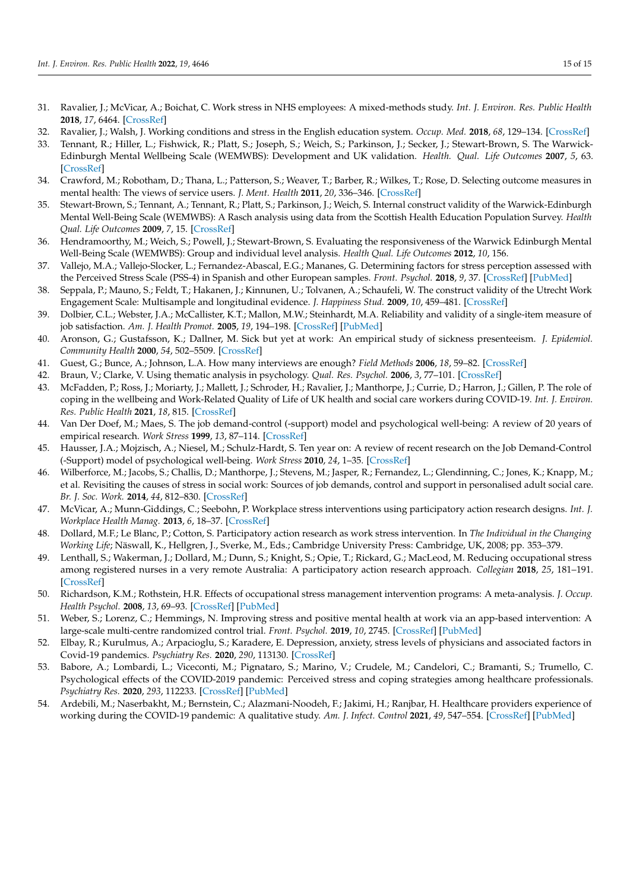31. Ravalier, J.; McVicar, A.; Boichat, C. Work stress in NHS employees: A mixed-methods study. *Int. J. Environ. Res. Public Health* **2018**, *17*, 6464. [CrossRef]
32. Ravalier, J.; Walsh, J. Working conditions and stress in the English education system. *Occup. Med.* **2018**, *68*, 129–134. [CrossRef]
33. Tennant, R.; Hiller, L.; Fishwick, R.; Platt, S.; Joseph, S.; Weich, S.; Parkinson, J.; Secker, J.; Stewart-Brown, S. The Warwick-Edinburgh Mental Wellbeing Scale (WEMWBS): Development and UK validation. *Health. Qual. Life Outcomes* **2007**, *5*, 63. [CrossRef]
34. Crawford, M.; Robotham, D.; Thana, L.; Patterson, S.; Weaver, T.; Barber, R.; Wilkes, T.; Rose, D. Selecting outcome measures in mental health: The views of service users. *J. Ment. Health* **2011**, *20*, 336–346. [CrossRef]
35. Stewart-Brown, S.; Tennant, A.; Tennant, R.; Platt, S.; Parkinson, J.; Weich, S. Internal construct validity of the Warwick-Edinburgh Mental Well-Being Scale (WEMWBS): A Rasch analysis using data from the Scottish Health Education Population Survey. *Health Qual. Life Outcomes* **2009**, *7*, 15. [CrossRef]
36. Hendramoorthy, M.; Weich, S.; Powell, J.; Stewart-Brown, S. Evaluating the responsiveness of the Warwick Edinburgh Mental Well-Being Scale (WEMWBS): Group and individual level analysis. *Health Qual. Life Outcomes* **2012**, *10*, 156.
37. Vallejo, M.A.; Vallejo-Slocker, L.; Fernandez-Abascal, E.G.; Mananes, G. Determining factors for stress perception assessed with the Perceived Stress Scale (PSS-4) in Spanish and other European samples. *Front. Psychol.* **2018**, *9*, 37. [CrossRef] [PubMed]
38. Seppala, P.; Mauno, S.; Feldt, T.; Hakanen, J.; Kinnunen, U.; Tolvanen, A.; Schaufeli, W. The construct validity of the Utrecht Work Engagement Scale: Multisample and longitudinal evidence. *J. Happiness Stud.* **2009**, *10*, 459–481. [CrossRef]
39. Dolbier, C.L.; Webster, J.A.; McCallister, K.T.; Mallon, M.W.; Steinhardt, M.A. Reliability and validity of a single-item measure of job satisfaction. *Am. J. Health Promot.* **2005**, *19*, 194–198. [CrossRef] [PubMed]
40. Aronson, G.; Gustafsson, K.; Dallner, M. Sick but yet at work: An empirical study of sickness presenteeism. *J. Epidemiol. Community Health* **2000**, *54*, 502–5509. [CrossRef]
41. Guest, G.; Bunce, A.; Johnson, L.A. How many interviews are enough? *Field Methods* **2006**, *18*, 59–82. [CrossRef]
42. Braun, V.; Clarke, V. Using thematic analysis in psychology. *Qual. Res. Psychol.* **2006**, *3*, 77–101. [CrossRef]
43. McFadden, P.; Ross, J.; Moriarty, J.; Mallett, J.; Schroder, H.; Ravalier, J.; Manthorpe, J.; Currie, D.; Harron, J.; Gillen, P. The role of coping in the wellbeing and Work-Related Quality of Life of UK health and social care workers during COVID-19. *Int. J. Environ. Res. Public Health* **2021**, *18*, 815. [CrossRef]
44. Van Der Doef, M.; Maes, S. The job demand-control (-support) model and psychological well-being: A review of 20 years of empirical research. *Work Stress* **1999**, *13*, 87–114. [CrossRef]
45. Hausser, J.A.; Mojzisch, A.; Niesel, M.; Schulz-Hardt, S. Ten year on: A review of recent research on the Job Demand-Control (-Support) model of psychological well-being. *Work Stress* **2010**, *24*, 1–35. [CrossRef]
46. Wilberforce, M.; Jacobs, S.; Challis, D.; Manthorpe, J.; Stevens, M.; Jasper, R.; Fernandez, L.; Glendinning, C.; Jones, K.; Knapp, M.; et al. Revisiting the causes of stress in social work: Sources of job demands, control and support in personalised adult social care. *Br. J. Soc. Work.* **2014**, *44*, 812–830. [CrossRef]
47. McVicar, A.; Munn-Giddings, C.; Seebohn, P. Workplace stress interventions using participatory action research designs. *Int. J. Workplace Health Manag.* **2013**, *6*, 18–37. [CrossRef]
48. Dollard, M.F.; Le Blanc, P.; Cotton, S. Participatory action research as work stress intervention. In *The Individual in the Changing Working Life*; Näswall, K., Hellgren, J., Sverke, M., Eds.; Cambridge University Press: Cambridge, UK, 2008; pp. 353–379.
49. Lenthall, S.; Wakerman, J.; Dollard, M.; Dunn, S.; Knight, S.; Opie, T.; Rickard, G.; MacLeod, M. Reducing occupational stress among registered nurses in a very remote Australia: A participatory action research approach. *Collegian* **2018**, *25*, 181–191. [CrossRef]
50. Richardson, K.M.; Rothstein, H.R. Effects of occupational stress management intervention programs: A meta-analysis. *J. Occup. Health Psychol.* **2008**, *13*, 69–93. [CrossRef] [PubMed]
51. Weber, S.; Lorenz, C.; Hemmings, N. Improving stress and positive mental health at work via an app-based intervention: A large-scale multi-centre randomized control trial. *Front. Psychol.* **2019**, *10*, 2745. [CrossRef] [PubMed]
52. Elbay, R.; Kurulmus, A.; Arpacioglu, S.; Karadere, E. Depression, anxiety, stress levels of physicians and associated factors in Covid-19 pandemics. *Psychiatry Res.* **2020**, *290*, 113130. [CrossRef]
53. Babore, A.; Lombardi, L.; Viceconti, M.; Pignataro, S.; Marino, V.; Crudele, M.; Candelori, C.; Bramanti, S.; Trumello, C. Psychological effects of the COVID-2019 pandemic: Perceived stress and coping strategies among healthcare professionals. *Psychiatry Res.* **2020**, *293*, 112233. [CrossRef] [PubMed]
54. Ardebili, M.; Naserbakht, M.; Bernstein, C.; Alazmani-Noodeh, F.; Jakimi, H.; Ranjbar, H. Healthcare providers experience of working during the COVID-19 pandemic: A qualitative study. *Am. J. Infect. Control* **2021**, *49*, 547–554. [CrossRef] [PubMed]